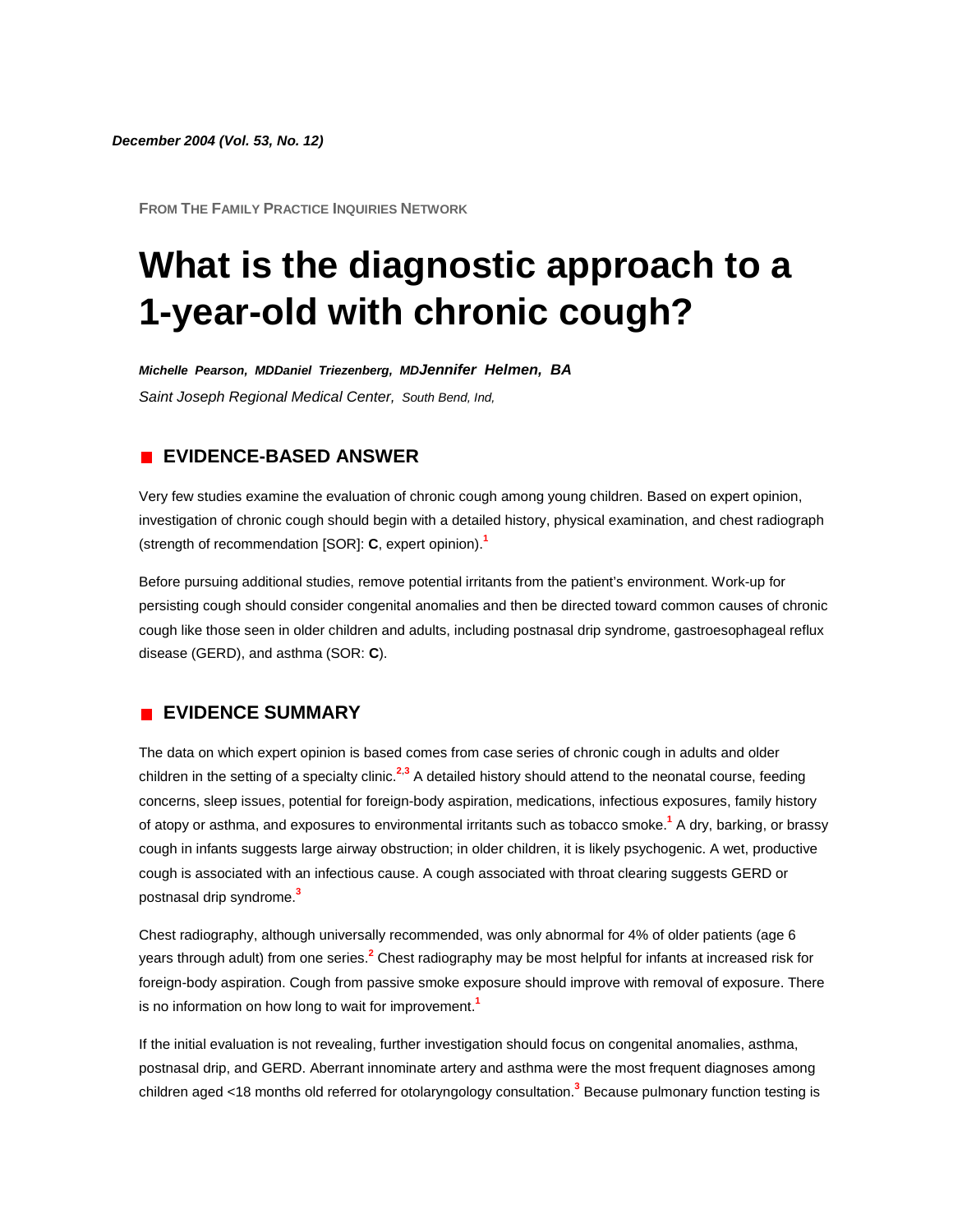*December 2004 (Vol. 53, No. 12)*

FROM THE FAMILY PRACTICE INQUIRIES NETWORK

# What is the diagnostic approach to a 1-year-old with chronic cough?

***Michelle Pearson, MD*** ***Daniel Triezenberg, MD*** ***Jennifer Helmen, BA***

*Saint Joseph Regional Medical Center, South Bend, Ind,*

## EVIDENCE-BASED ANSWER

Very few studies examine the evaluation of chronic cough among young children. Based on expert opinion, investigation of chronic cough should begin with a detailed history, physical examination, and chest radiograph (strength of recommendation [SOR]: **C**, expert opinion).[1]

Before pursuing additional studies, remove potential irritants from the patient's environment. Work-up for persisting cough should consider congenital anomalies and then be directed toward common causes of chronic cough like those seen in older children and adults, including postnasal drip syndrome, gastroesophageal reflux disease (GERD), and asthma (SOR: **C**).

## EVIDENCE SUMMARY

The data on which expert opinion is based comes from case series of chronic cough in adults and older children in the setting of a specialty clinic.[2,3] A detailed history should attend to the neonatal course, feeding concerns, sleep issues, potential for foreign-body aspiration, medications, infectious exposures, family history of atopy or asthma, and exposures to environmental irritants such as tobacco smoke.[1] A dry, barking, or brassy cough in infants suggests large airway obstruction; in older children, it is likely psychogenic. A wet, productive cough is associated with an infectious cause. A cough associated with throat clearing suggests GERD or postnasal drip syndrome.[3]

Chest radiography, although universally recommended, was only abnormal for 4% of older patients (age 6 years through adult) from one series.[2] Chest radiography may be most helpful for infants at increased risk for foreign-body aspiration. Cough from passive smoke exposure should improve with removal of exposure. There is no information on how long to wait for improvement.[1]

If the initial evaluation is not revealing, further investigation should focus on congenital anomalies, asthma, postnasal drip, and GERD. Aberrant innominate artery and asthma were the most frequent diagnoses among children aged <18 months old referred for otolaryngology consultation.[3] Because pulmonary function testing is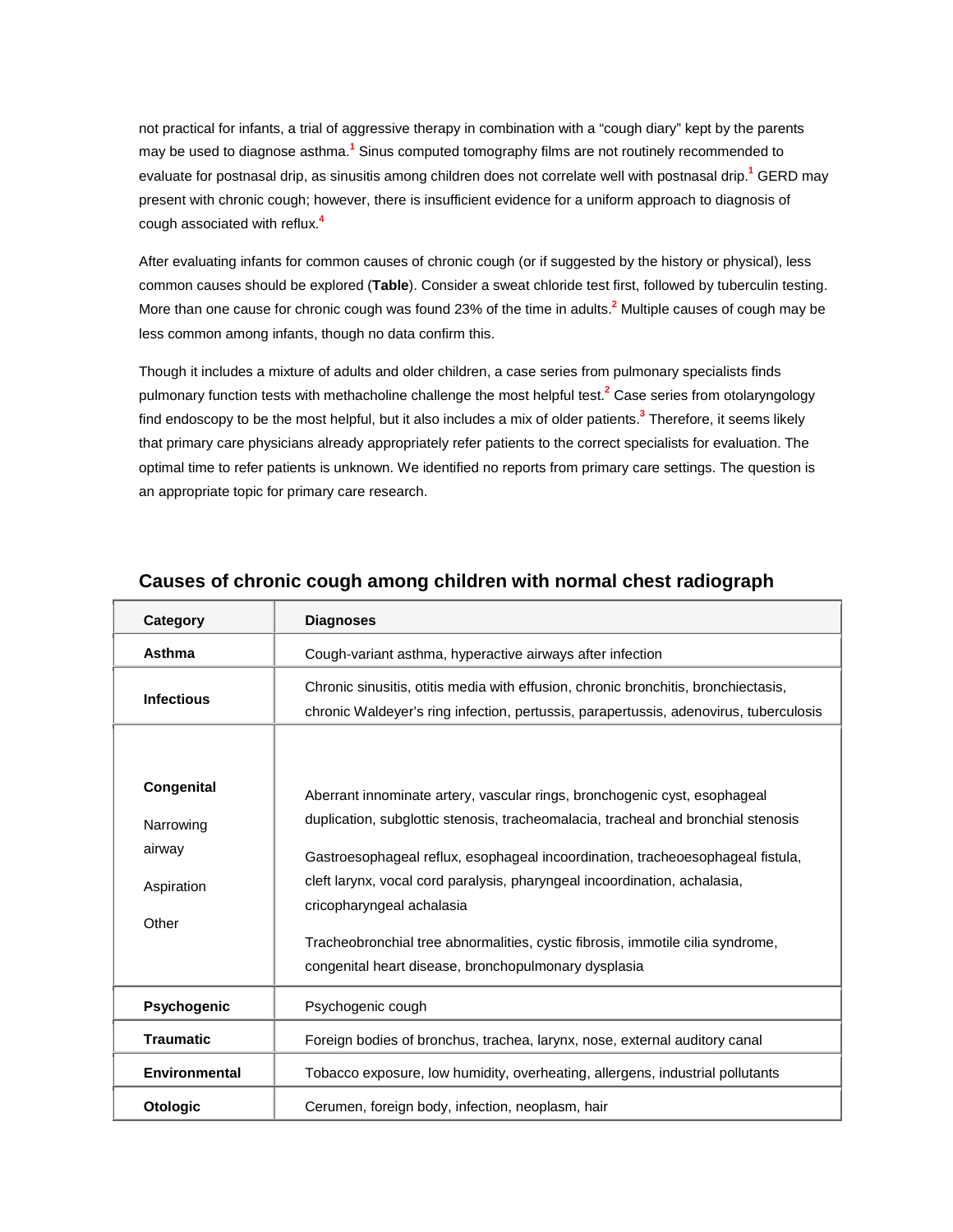not practical for infants, a trial of aggressive therapy in combination with a "cough diary" kept by the parents may be used to diagnose asthma.[1] Sinus computed tomography films are not routinely recommended to evaluate for postnasal drip, as sinusitis among children does not correlate well with postnasal drip.[1] GERD may present with chronic cough; however, there is insufficient evidence for a uniform approach to diagnosis of cough associated with reflux.[4]

After evaluating infants for common causes of chronic cough (or if suggested by the history or physical), less common causes should be explored (**Table**). Consider a sweat chloride test first, followed by tuberculin testing. More than one cause for chronic cough was found 23% of the time in adults.[2] Multiple causes of cough may be less common among infants, though no data confirm this.

Though it includes a mixture of adults and older children, a case series from pulmonary specialists finds pulmonary function tests with methacholine challenge the most helpful test.[2] Case series from otolaryngology find endoscopy to be the most helpful, but it also includes a mix of older patients.[3] Therefore, it seems likely that primary care physicians already appropriately refer patients to the correct specialists for evaluation. The optimal time to refer patients is unknown. We identified no reports from primary care settings. The question is an appropriate topic for primary care research.

### Causes of chronic cough among children with normal chest radiograph

| Category | Diagnoses |
| --- | --- |
| **Asthma** | Cough-variant asthma, hyperactive airways after infection |
| **Infectious** | Chronic sinusitis, otitis media with effusion, chronic bronchitis, bronchiectasis, chronic Waldeyer's ring infection, pertussis, parapertussis, adenovirus, tuberculosis |
| **Congenital** | |
| Narrowing airway | Aberrant innominate artery, vascular rings, bronchogenic cyst, esophageal duplication, subglottic stenosis, tracheomalacia, tracheal and bronchial stenosis |
| Aspiration | Gastroesophageal reflux, esophageal incoordination, tracheoesophageal fistula, cleft larynx, vocal cord paralysis, pharyngeal incoordination, achalasia, cricopharyngeal achalasia |
| Other | Tracheobronchial tree abnormalities, cystic fibrosis, immotile cilia syndrome, congenital heart disease, bronchopulmonary dysplasia |
| **Psychogenic** | Psychogenic cough |
| **Traumatic** | Foreign bodies of bronchus, trachea, larynx, nose, external auditory canal |
| **Environmental** | Tobacco exposure, low humidity, overheating, allergens, industrial pollutants |
| **Otologic** | Cerumen, foreign body, infection, neoplasm, hair |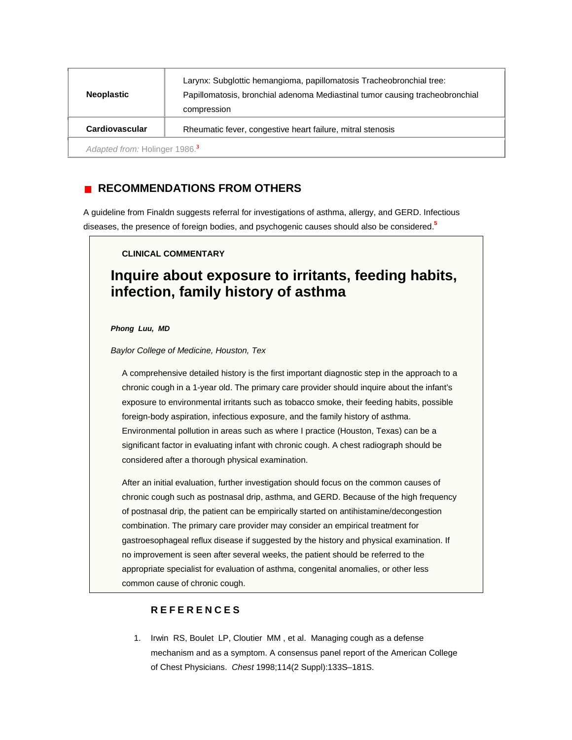| | |
|---|---|
| **Neoplastic** | Larynx: Subglottic hemangioma, papillomatosis Tracheobronchial tree: Papillomatosis, bronchial adenoma Mediastinal tumor causing tracheobronchial compression |
| **Cardiovascular** | Rheumatic fever, congestive heart failure, mitral stenosis |
| *Adapted from:* Holinger 1986.[3] | |

## RECOMMENDATIONS FROM OTHERS

A guideline from Finaldn suggests referral for investigations of asthma, allergy, and GERD. Infectious diseases, the presence of foreign bodies, and psychogenic causes should also be considered.[5]

**CLINICAL COMMENTARY**

## Inquire about exposure to irritants, feeding habits, infection, family history of asthma

***Phong Luu, MD***

*Baylor College of Medicine, Houston, Tex*

A comprehensive detailed history is the first important diagnostic step in the approach to a chronic cough in a 1-year old. The primary care provider should inquire about the infant's exposure to environmental irritants such as tobacco smoke, their feeding habits, possible foreign-body aspiration, infectious exposure, and the family history of asthma. Environmental pollution in areas such as where I practice (Houston, Texas) can be a significant factor in evaluating infant with chronic cough. A chest radiograph should be considered after a thorough physical examination.

After an initial evaluation, further investigation should focus on the common causes of chronic cough such as postnasal drip, asthma, and GERD. Because of the high frequency of postnasal drip, the patient can be empirically started on antihistamine/decongestion combination. The primary care provider may consider an empirical treatment for gastroesophageal reflux disease if suggested by the history and physical examination. If no improvement is seen after several weeks, the patient should be referred to the appropriate specialist for evaluation of asthma, congenital anomalies, or other less common cause of chronic cough.

## REFERENCES

1. Irwin RS, Boulet LP, Cloutier MM , et al. Managing cough as a defense mechanism and as a symptom. A consensus panel report of the American College of Chest Physicians. *Chest* 1998;114(2 Suppl):133S–181S.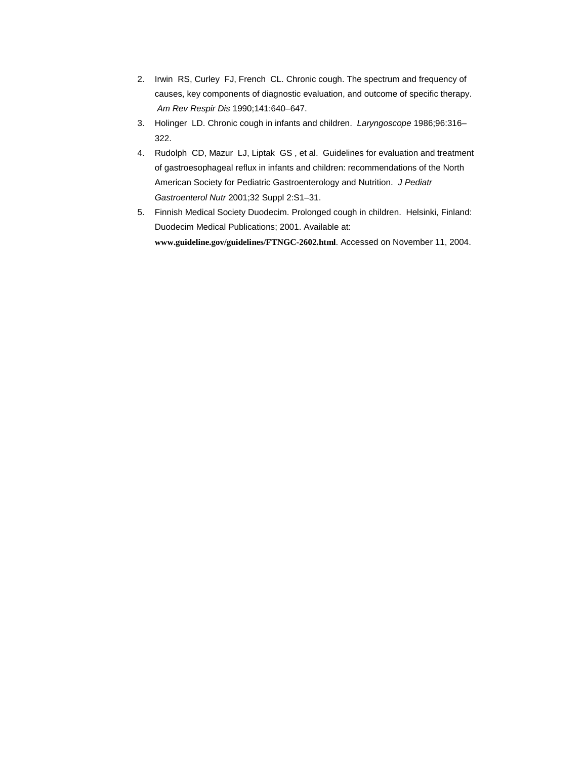2. Irwin RS, Curley FJ, French CL. Chronic cough. The spectrum and frequency of causes, key components of diagnostic evaluation, and outcome of specific therapy. *Am Rev Respir Dis* 1990;141:640–647.
3. Holinger LD. Chronic cough in infants and children. *Laryngoscope* 1986;96:316–322.
4. Rudolph CD, Mazur LJ, Liptak GS , et al. Guidelines for evaluation and treatment of gastroesophageal reflux in infants and children: recommendations of the North American Society for Pediatric Gastroenterology and Nutrition. *J Pediatr Gastroenterol Nutr* 2001;32 Suppl 2:S1–31.
5. Finnish Medical Society Duodecim. Prolonged cough in children. Helsinki, Finland: Duodecim Medical Publications; 2001. Available at: **www.guideline.gov/guidelines/FTNGC-2602.html**. Accessed on November 11, 2004.